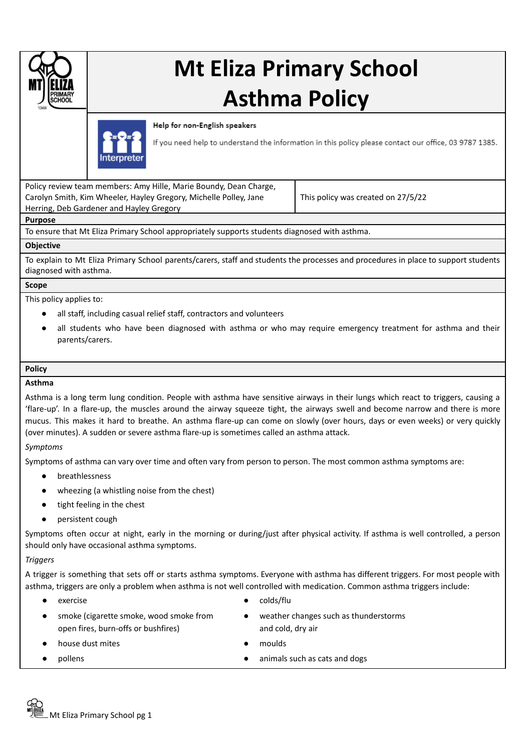# Mt Eliza Primary School
# Asthma Policy

**Help for non-English speakers**

If you need help to understand the information in this policy please contact our office, 03 9787 1385.

| Policy review team members: Amy Hille, Marie Boundy, Dean Charge, Carolyn Smith, Kim Wheeler, Hayley Gregory, Michelle Polley, Jane Herring, Deb Gardener and Hayley Gregory | This policy was created on 27/5/22 |
|---|---|

## Purpose

To ensure that Mt Eliza Primary School appropriately supports students diagnosed with asthma.

## Objective

To explain to Mt Eliza Primary School parents/carers, staff and students the processes and procedures in place to support students diagnosed with asthma.

## Scope

This policy applies to:

- all staff, including casual relief staff, contractors and volunteers
- all students who have been diagnosed with asthma or who may require emergency treatment for asthma and their parents/carers.

## Policy

### Asthma

Asthma is a long term lung condition. People with asthma have sensitive airways in their lungs which react to triggers, causing a 'flare-up'. In a flare-up, the muscles around the airway squeeze tight, the airways swell and become narrow and there is more mucus. This makes it hard to breathe. An asthma flare-up can come on slowly (over hours, days or even weeks) or very quickly (over minutes). A sudden or severe asthma flare-up is sometimes called an asthma attack.

*Symptoms*

Symptoms of asthma can vary over time and often vary from person to person. The most common asthma symptoms are:

- breathlessness
- wheezing (a whistling noise from the chest)
- tight feeling in the chest
- persistent cough

Symptoms often occur at night, early in the morning or during/just after physical activity. If asthma is well controlled, a person should only have occasional asthma symptoms.

*Triggers*

A trigger is something that sets off or starts asthma symptoms. Everyone with asthma has different triggers. For most people with asthma, triggers are only a problem when asthma is not well controlled with medication. Common asthma triggers include:

- exercise
- smoke (cigarette smoke, wood smoke from open fires, burn-offs or bushfires)
- house dust mites
- pollens
- colds/flu
- weather changes such as thunderstorms and cold, dry air
- moulds
- animals such as cats and dogs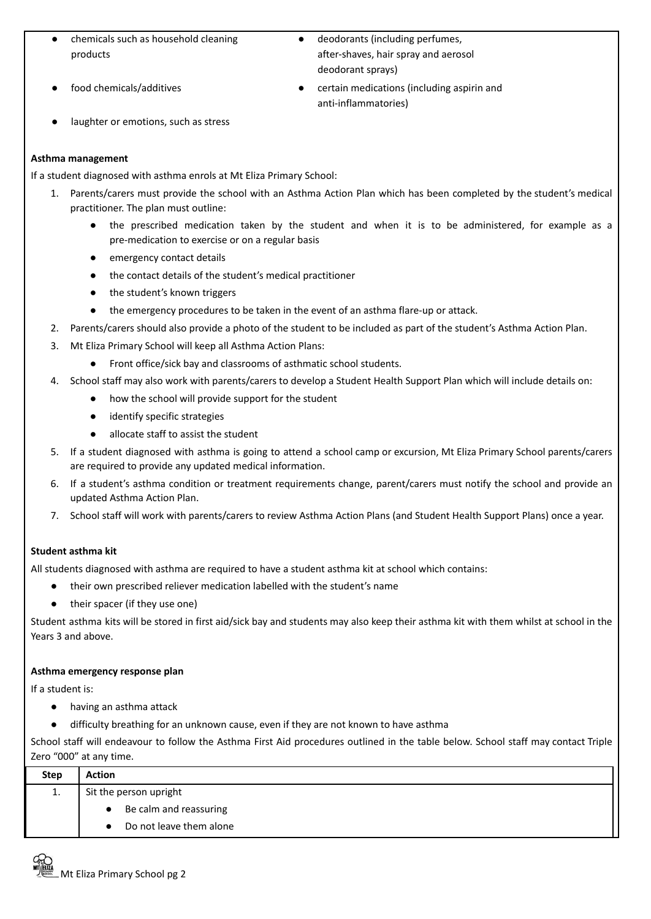- chemicals such as household cleaning products
- food chemicals/additives
- laughter or emotions, such as stress
- deodorants (including perfumes, after-shaves, hair spray and aerosol deodorant sprays)
- certain medications (including aspirin and anti-inflammatories)

**Asthma management**

If a student diagnosed with asthma enrols at Mt Eliza Primary School:

1. Parents/carers must provide the school with an Asthma Action Plan which has been completed by the student's medical practitioner. The plan must outline:
   - the prescribed medication taken by the student and when it is to be administered, for example as a pre-medication to exercise or on a regular basis
   - emergency contact details
   - the contact details of the student's medical practitioner
   - the student's known triggers
   - the emergency procedures to be taken in the event of an asthma flare-up or attack.
2. Parents/carers should also provide a photo of the student to be included as part of the student's Asthma Action Plan.
3. Mt Eliza Primary School will keep all Asthma Action Plans:
   - Front office/sick bay and classrooms of asthmatic school students.
4. School staff may also work with parents/carers to develop a Student Health Support Plan which will include details on:
   - how the school will provide support for the student
   - identify specific strategies
   - allocate staff to assist the student
5. If a student diagnosed with asthma is going to attend a school camp or excursion, Mt Eliza Primary School parents/carers are required to provide any updated medical information.
6. If a student's asthma condition or treatment requirements change, parent/carers must notify the school and provide an updated Asthma Action Plan.
7. School staff will work with parents/carers to review Asthma Action Plans (and Student Health Support Plans) once a year.

**Student asthma kit**

All students diagnosed with asthma are required to have a student asthma kit at school which contains:

- their own prescribed reliever medication labelled with the student's name
- their spacer (if they use one)

Student asthma kits will be stored in first aid/sick bay and students may also keep their asthma kit with them whilst at school in the Years 3 and above.

**Asthma emergency response plan**

If a student is:

- having an asthma attack
- difficulty breathing for an unknown cause, even if they are not known to have asthma

School staff will endeavour to follow the Asthma First Aid procedures outlined in the table below. School staff may contact Triple Zero "000" at any time.

| Step | Action |
|---|---|
| 1. | Sit the person upright<br>• Be calm and reassuring<br>• Do not leave them alone |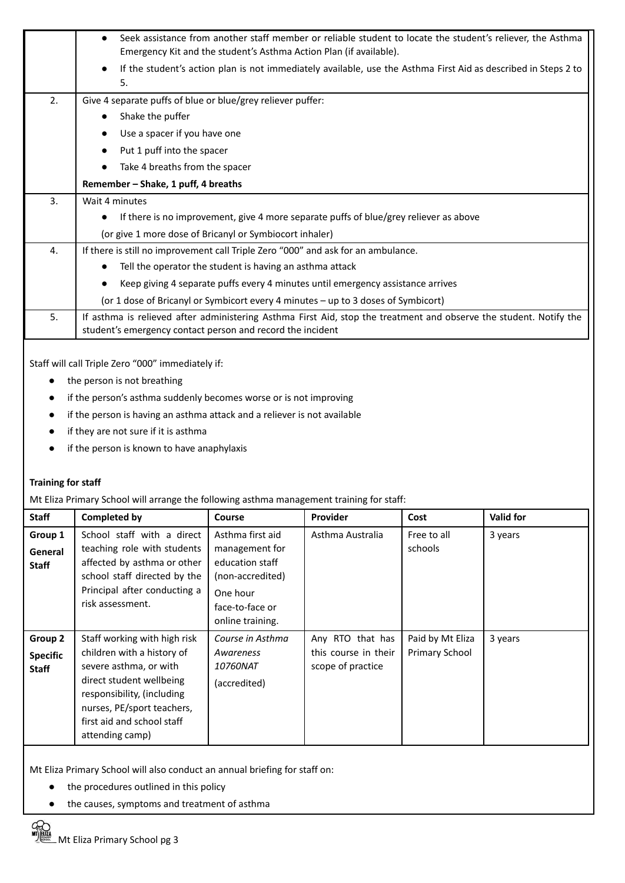| | |
|---|---|
| | • Seek assistance from another staff member or reliable student to locate the student's reliever, the Asthma Emergency Kit and the student's Asthma Action Plan (if available).<br>• If the student's action plan is not immediately available, use the Asthma First Aid as described in Steps 2 to 5. |
| 2. | Give 4 separate puffs of blue or blue/grey reliever puffer:<br>• Shake the puffer<br>• Use a spacer if you have one<br>• Put 1 puff into the spacer<br>• Take 4 breaths from the spacer<br>**Remember – Shake, 1 puff, 4 breaths** |
| 3. | Wait 4 minutes<br>• If there is no improvement, give 4 more separate puffs of blue/grey reliever as above<br>(or give 1 more dose of Bricanyl or Symbiocort inhaler) |
| 4. | If there is still no improvement call Triple Zero "000" and ask for an ambulance.<br>• Tell the operator the student is having an asthma attack<br>• Keep giving 4 separate puffs every 4 minutes until emergency assistance arrives<br>(or 1 dose of Bricanyl or Symbicort every 4 minutes – up to 3 doses of Symbicort) |
| 5. | If asthma is relieved after administering Asthma First Aid, stop the treatment and observe the student. Notify the student's emergency contact person and record the incident |

Staff will call Triple Zero "000" immediately if:

- the person is not breathing
- if the person's asthma suddenly becomes worse or is not improving
- if the person is having an asthma attack and a reliever is not available
- if they are not sure if it is asthma
- if the person is known to have anaphylaxis

**Training for staff**

Mt Eliza Primary School will arrange the following asthma management training for staff:

| Staff | Completed by | Course | Provider | Cost | Valid for |
|---|---|---|---|---|---|
| **Group 1 General Staff** | School staff with a direct teaching role with students affected by asthma or other school staff directed by the Principal after conducting a risk assessment. | Asthma first aid management for education staff (non-accredited)<br>One hour face-to-face or online training. | Asthma Australia | Free to all schools | 3 years |
| **Group 2 Specific Staff** | Staff working with high risk children with a history of severe asthma, or with direct student wellbeing responsibility, (including nurses, PE/sport teachers, first aid and school staff attending camp) | *Course in Asthma Awareness 10760NAT*<br>(accredited) | Any RTO that has this course in their scope of practice | Paid by Mt Eliza Primary School | 3 years |

Mt Eliza Primary School will also conduct an annual briefing for staff on:

- the procedures outlined in this policy
- the causes, symptoms and treatment of asthma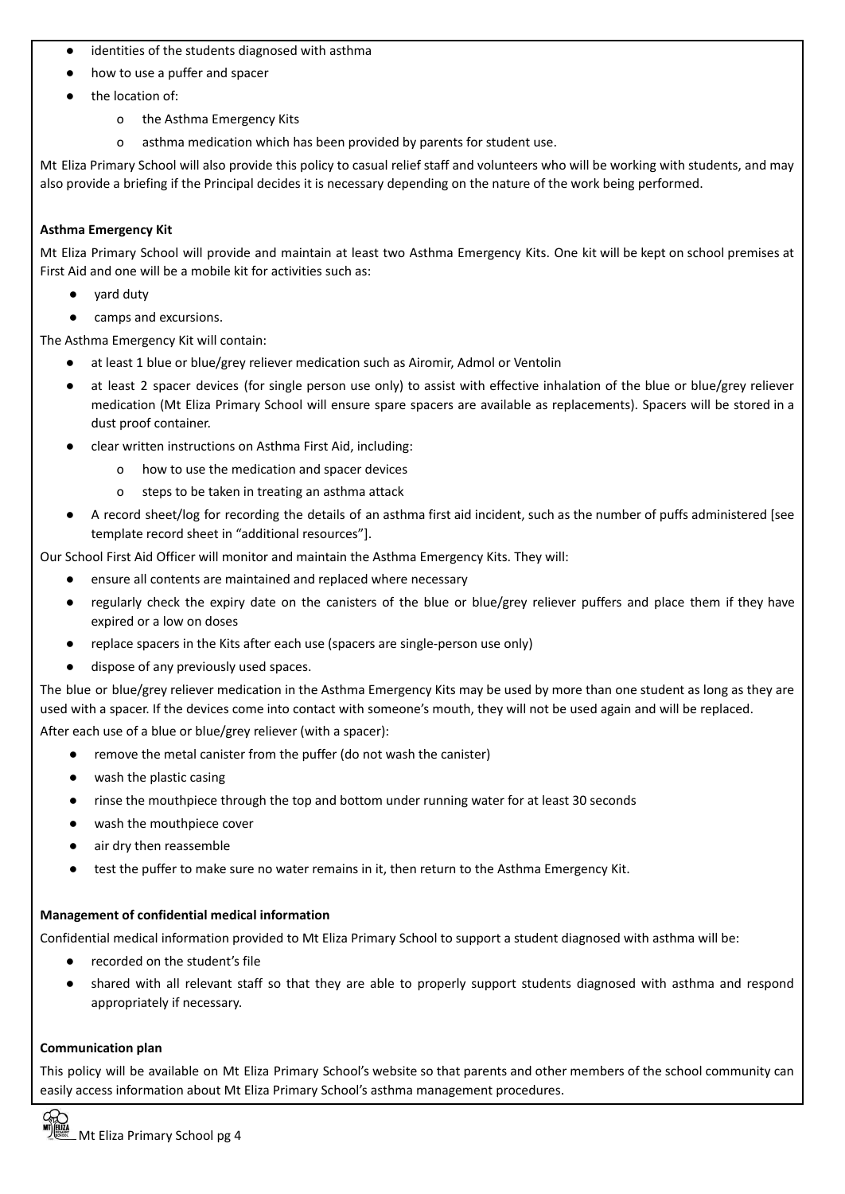- identities of the students diagnosed with asthma
- how to use a puffer and spacer
- the location of:
  - the Asthma Emergency Kits
  - asthma medication which has been provided by parents for student use.

Mt Eliza Primary School will also provide this policy to casual relief staff and volunteers who will be working with students, and may also provide a briefing if the Principal decides it is necessary depending on the nature of the work being performed.

**Asthma Emergency Kit**

Mt Eliza Primary School will provide and maintain at least two Asthma Emergency Kits. One kit will be kept on school premises at First Aid and one will be a mobile kit for activities such as:

- yard duty
- camps and excursions.

The Asthma Emergency Kit will contain:

- at least 1 blue or blue/grey reliever medication such as Airomir, Admol or Ventolin
- at least 2 spacer devices (for single person use only) to assist with effective inhalation of the blue or blue/grey reliever medication (Mt Eliza Primary School will ensure spare spacers are available as replacements). Spacers will be stored in a dust proof container.
- clear written instructions on Asthma First Aid, including:
  - how to use the medication and spacer devices
  - steps to be taken in treating an asthma attack
- A record sheet/log for recording the details of an asthma first aid incident, such as the number of puffs administered [see template record sheet in "additional resources"].

Our School First Aid Officer will monitor and maintain the Asthma Emergency Kits. They will:

- ensure all contents are maintained and replaced where necessary
- regularly check the expiry date on the canisters of the blue or blue/grey reliever puffers and place them if they have expired or a low on doses
- replace spacers in the Kits after each use (spacers are single-person use only)
- dispose of any previously used spaces.

The blue or blue/grey reliever medication in the Asthma Emergency Kits may be used by more than one student as long as they are used with a spacer. If the devices come into contact with someone's mouth, they will not be used again and will be replaced.

After each use of a blue or blue/grey reliever (with a spacer):

- remove the metal canister from the puffer (do not wash the canister)
- wash the plastic casing
- rinse the mouthpiece through the top and bottom under running water for at least 30 seconds
- wash the mouthpiece cover
- air dry then reassemble
- test the puffer to make sure no water remains in it, then return to the Asthma Emergency Kit.

**Management of confidential medical information**

Confidential medical information provided to Mt Eliza Primary School to support a student diagnosed with asthma will be:

- recorded on the student's file
- shared with all relevant staff so that they are able to properly support students diagnosed with asthma and respond appropriately if necessary.

**Communication plan**

This policy will be available on Mt Eliza Primary School's website so that parents and other members of the school community can easily access information about Mt Eliza Primary School's asthma management procedures.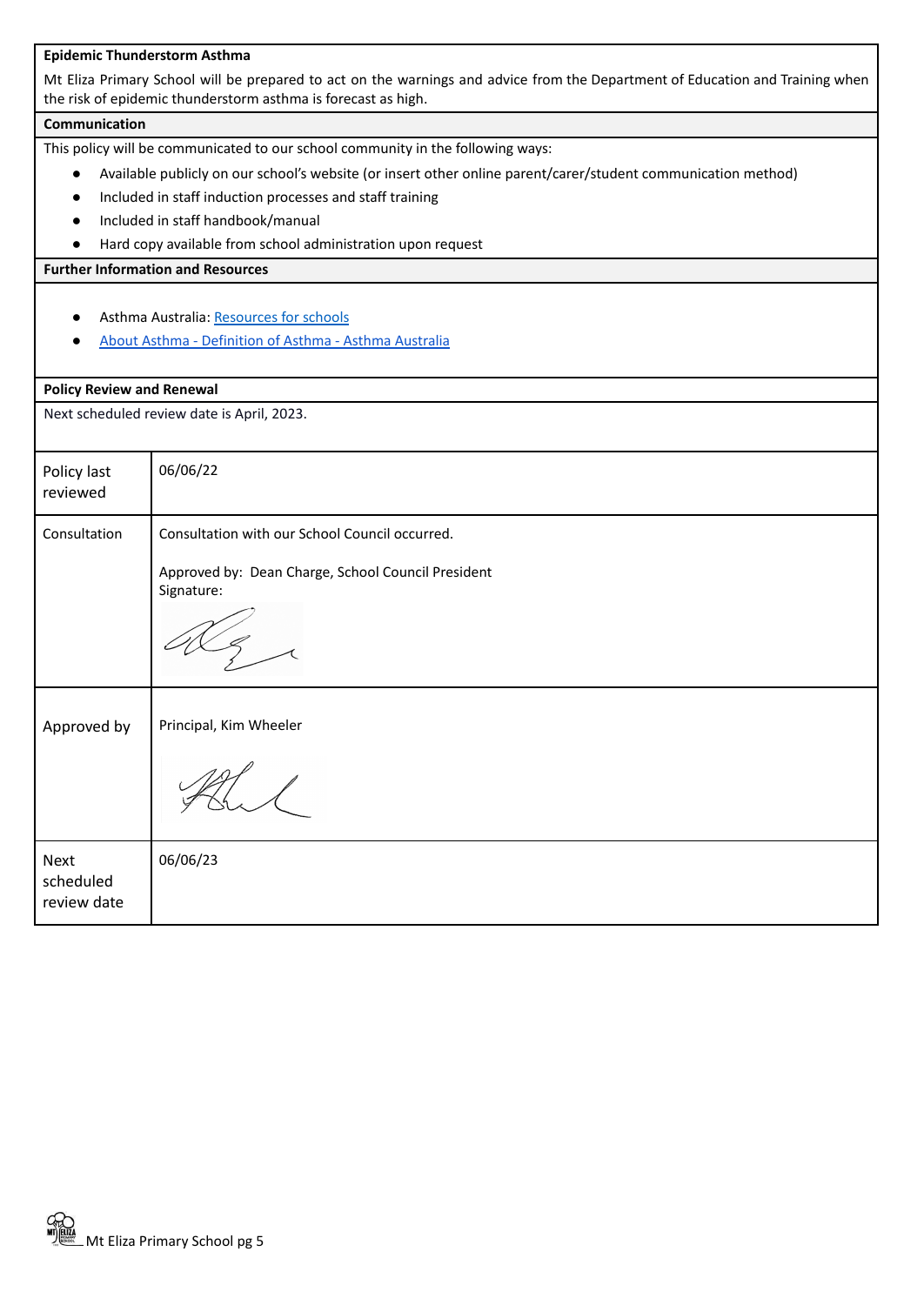**Epidemic Thunderstorm Asthma**

Mt Eliza Primary School will be prepared to act on the warnings and advice from the Department of Education and Training when the risk of epidemic thunderstorm asthma is forecast as high.

**Communication**

This policy will be communicated to our school community in the following ways:

- Available publicly on our school's website (or insert other online parent/carer/student communication method)
- Included in staff induction processes and staff training
- Included in staff handbook/manual
- Hard copy available from school administration upon request

**Further Information and Resources**

- Asthma Australia: Resources for schools
- About Asthma - Definition of Asthma - Asthma Australia

**Policy Review and Renewal**

Next scheduled review date is April, 2023.

| | |
|---|---|
| Policy last reviewed | 06/06/22 |
| Consultation | Consultation with our School Council occurred.<br><br>Approved by: Dean Charge, School Council President<br>Signature: |
| Approved by | Principal, Kim Wheeler |
| Next scheduled review date | 06/06/23 |